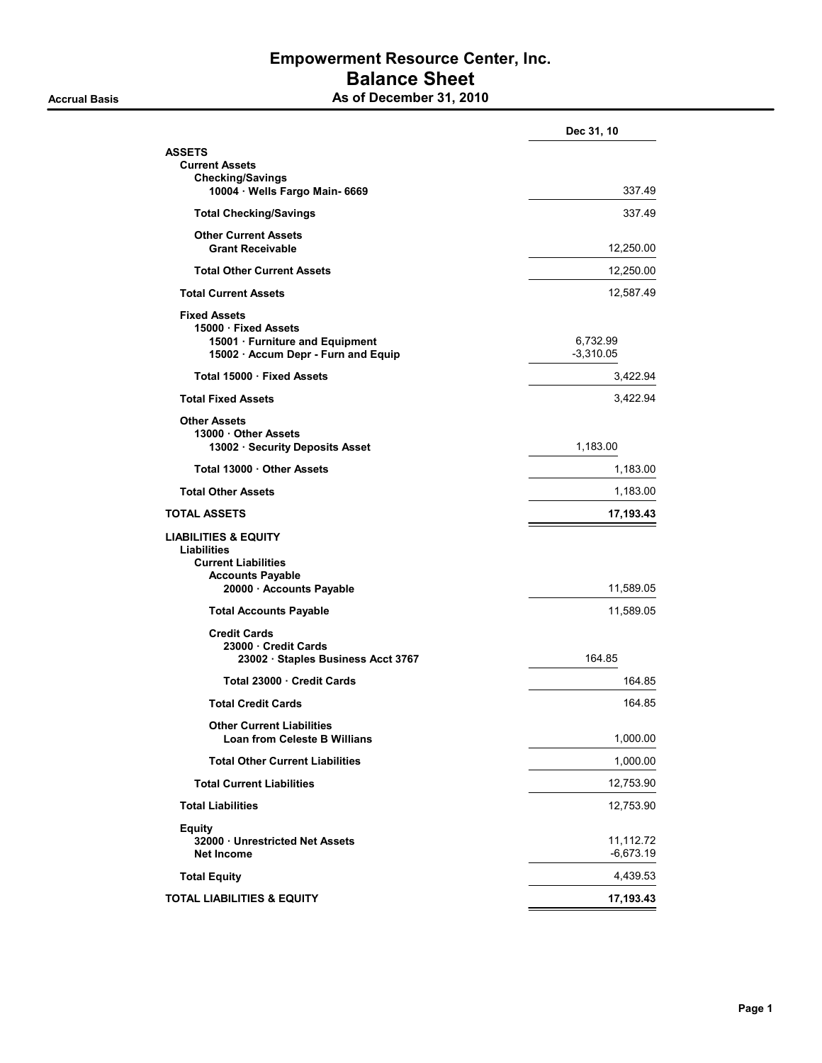# Empowerment Resource Center, Inc.

## Balance Sheet

**Accrual Basis** **As of December 31, 2010**

| | Dec 31, 10 | |
|---|---|---|
| **ASSETS** | | |
| **Current Assets** | | |
| **Checking/Savings** | | |
| **10004 · Wells Fargo Main- 6669** | | 337.49 |
| **Total Checking/Savings** | | 337.49 |
| **Other Current Assets** | | |
| **Grant Receivable** | | 12,250.00 |
| **Total Other Current Assets** | | 12,250.00 |
| **Total Current Assets** | | 12,587.49 |
| **Fixed Assets** | | |
| **15000 · Fixed Assets** | | |
| **15001 · Furniture and Equipment** | 6,732.99 | |
| **15002 · Accum Depr - Furn and Equip** | -3,310.05 | |
| **Total 15000 · Fixed Assets** | | 3,422.94 |
| **Total Fixed Assets** | | 3,422.94 |
| **Other Assets** | | |
| **13000 · Other Assets** | | |
| **13002 · Security Deposits Asset** | 1,183.00 | |
| **Total 13000 · Other Assets** | | 1,183.00 |
| **Total Other Assets** | | 1,183.00 |
| **TOTAL ASSETS** | | **17,193.43** |
| **LIABILITIES & EQUITY** | | |
| **Liabilities** | | |
| **Current Liabilities** | | |
| **Accounts Payable** | | |
| **20000 · Accounts Payable** | | 11,589.05 |
| **Total Accounts Payable** | | 11,589.05 |
| **Credit Cards** | | |
| **23000 · Credit Cards** | | |
| **23002 · Staples Business Acct 3767** | 164.85 | |
| **Total 23000 · Credit Cards** | | 164.85 |
| **Total Credit Cards** | | 164.85 |
| **Other Current Liabilities** | | |
| **Loan from Celeste B Willians** | | 1,000.00 |
| **Total Other Current Liabilities** | | 1,000.00 |
| **Total Current Liabilities** | | 12,753.90 |
| **Total Liabilities** | | 12,753.90 |
| **Equity** | | |
| **32000 · Unrestricted Net Assets** | | 11,112.72 |
| **Net Income** | | -6,673.19 |
| **Total Equity** | | 4,439.53 |
| **TOTAL LIABILITIES & EQUITY** | | **17,193.43** |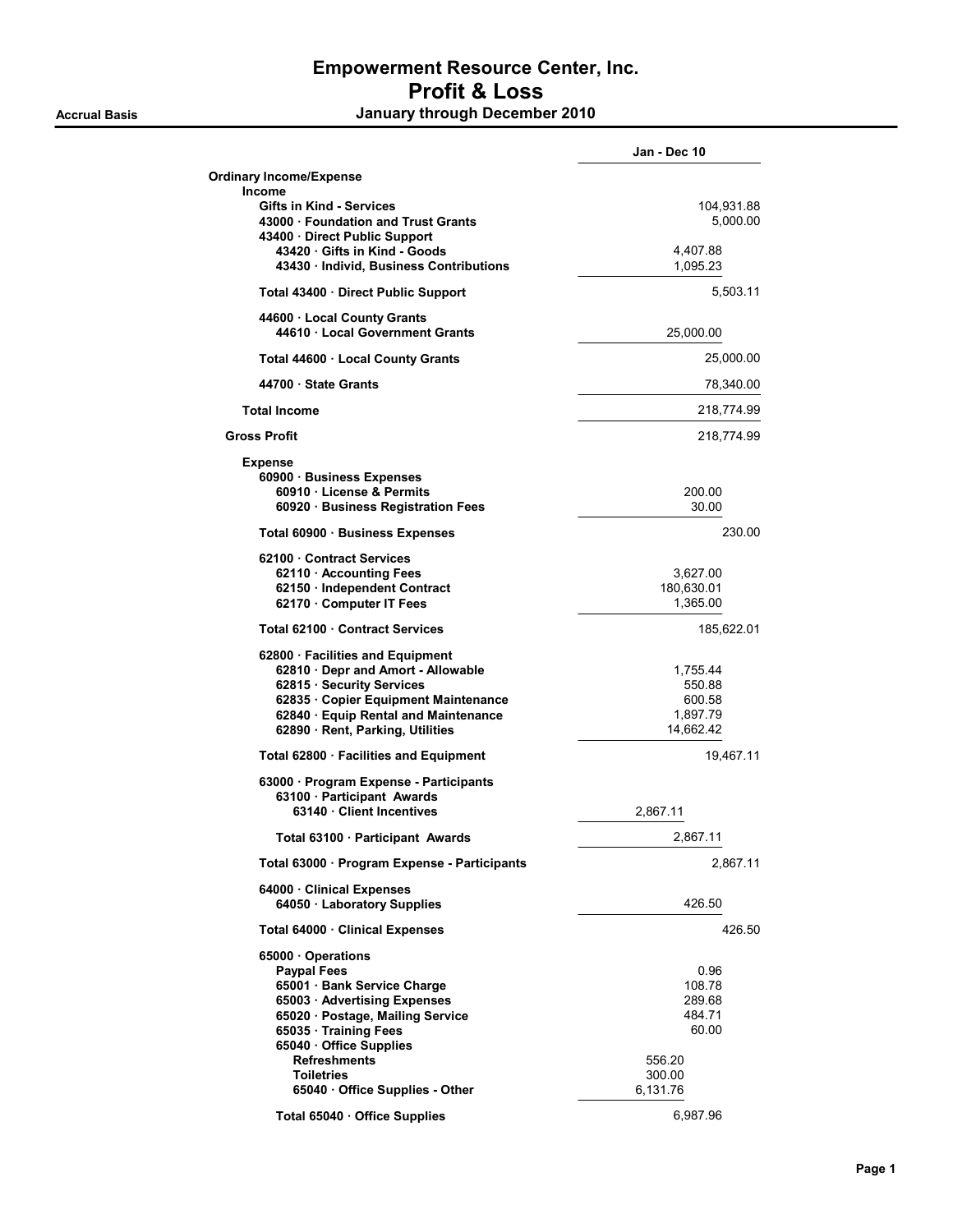# Empowerment Resource Center, Inc.

## Profit & Loss

**Accrual Basis** — **January through December 2010**

| | | Jan - Dec 10 |
|---|---|---|
| **Ordinary Income/Expense** | | |
| **Income** | | |
| **Gifts in Kind - Services** | | 104,931.88 |
| **43000 · Foundation and Trust Grants** | | 5,000.00 |
| **43400 · Direct Public Support** | | |
| **43420 · Gifts in Kind - Goods** | 4,407.88 | |
| **43430 · Individ, Business Contributions** | 1,095.23 | |
| **Total 43400 · Direct Public Support** | | 5,503.11 |
| **44600 · Local County Grants** | | |
| **44610 · Local Government Grants** | 25,000.00 | |
| **Total 44600 · Local County Grants** | | 25,000.00 |
| **44700 · State Grants** | | 78,340.00 |
| **Total Income** | | 218,774.99 |
| **Gross Profit** | | 218,774.99 |
| **Expense** | | |
| **60900 · Business Expenses** | | |
| **60910 · License & Permits** | 200.00 | |
| **60920 · Business Registration Fees** | 30.00 | |
| **Total 60900 · Business Expenses** | | 230.00 |
| **62100 · Contract Services** | | |
| **62110 · Accounting Fees** | 3,627.00 | |
| **62150 · Independent Contract** | 180,630.01 | |
| **62170 · Computer IT Fees** | 1,365.00 | |
| **Total 62100 · Contract Services** | | 185,622.01 |
| **62800 · Facilities and Equipment** | | |
| **62810 · Depr and Amort - Allowable** | 1,755.44 | |
| **62815 · Security Services** | 550.88 | |
| **62835 · Copier Equipment Maintenance** | 600.58 | |
| **62840 · Equip Rental and Maintenance** | 1,897.79 | |
| **62890 · Rent, Parking, Utilities** | 14,662.42 | |
| **Total 62800 · Facilities and Equipment** | | 19,467.11 |
| **63000 · Program Expense - Participants** | | |
| **63100 · Participant Awards** | | |
| **63140 · Client Incentives** | 2,867.11 | |
| **Total 63100 · Participant Awards** | 2,867.11 | |
| **Total 63000 · Program Expense - Participants** | | 2,867.11 |
| **64000 · Clinical Expenses** | | |
| **64050 · Laboratory Supplies** | 426.50 | |
| **Total 64000 · Clinical Expenses** | | 426.50 |
| **65000 · Operations** | | |
| **Paypal Fees** | 0.96 | |
| **65001 · Bank Service Charge** | 108.78 | |
| **65003 · Advertising Expenses** | 289.68 | |
| **65020 · Postage, Mailing Service** | 484.71 | |
| **65035 · Training Fees** | 60.00 | |
| **65040 · Office Supplies** | | |
| **Refreshments** | 556.20 | |
| **Toiletries** | 300.00 | |
| **65040 · Office Supplies - Other** | 6,131.76 | |
| **Total 65040 · Office Supplies** | 6,987.96 | |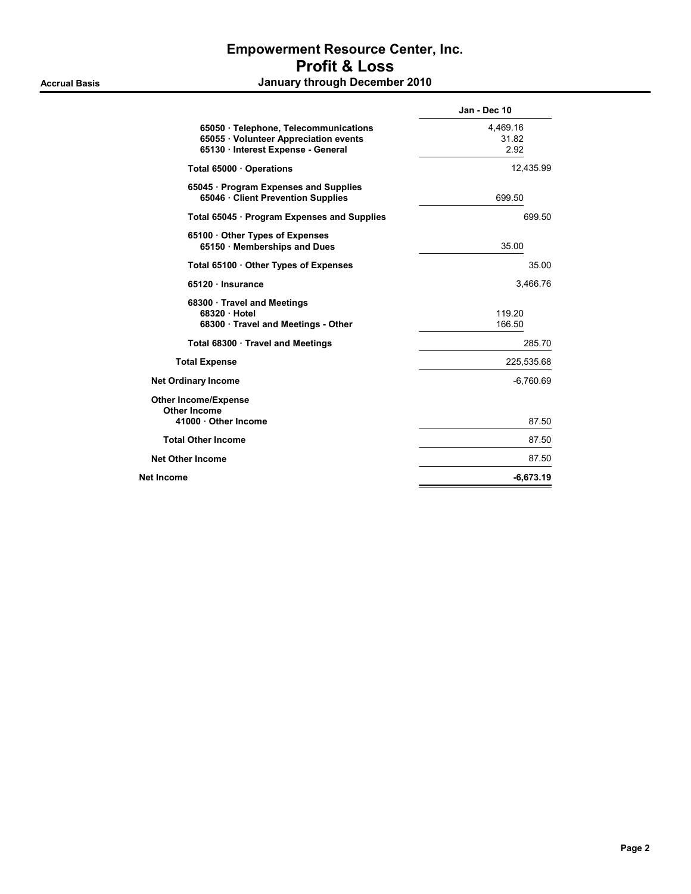# Empowerment Resource Center, Inc.
## Profit & Loss

**Accrual Basis** — **January through December 2010**

| | Jan - Dec 10 | |
|---|---|---|
| 65050 · Telephone, Telecommunications | 4,469.16 | |
| 65055 · Volunteer Appreciation events | 31.82 | |
| 65130 · Interest Expense - General | 2.92 | |
| **Total 65000 · Operations** | | 12,435.99 |
| 65045 · Program Expenses and Supplies | | |
| 65046 · Client Prevention Supplies | 699.50 | |
| **Total 65045 · Program Expenses and Supplies** | | 699.50 |
| 65100 · Other Types of Expenses | | |
| 65150 · Memberships and Dues | 35.00 | |
| **Total 65100 · Other Types of Expenses** | | 35.00 |
| 65120 · Insurance | | 3,466.76 |
| 68300 · Travel and Meetings | | |
| 68320 · Hotel | 119.20 | |
| 68300 · Travel and Meetings - Other | 166.50 | |
| **Total 68300 · Travel and Meetings** | | 285.70 |
| **Total Expense** | | 225,535.68 |
| **Net Ordinary Income** | | -6,760.69 |
| **Other Income/Expense** | | |
| **Other Income** | | |
| 41000 · Other Income | | 87.50 |
| **Total Other Income** | | 87.50 |
| **Net Other Income** | | 87.50 |
| **Net Income** | | **-6,673.19** |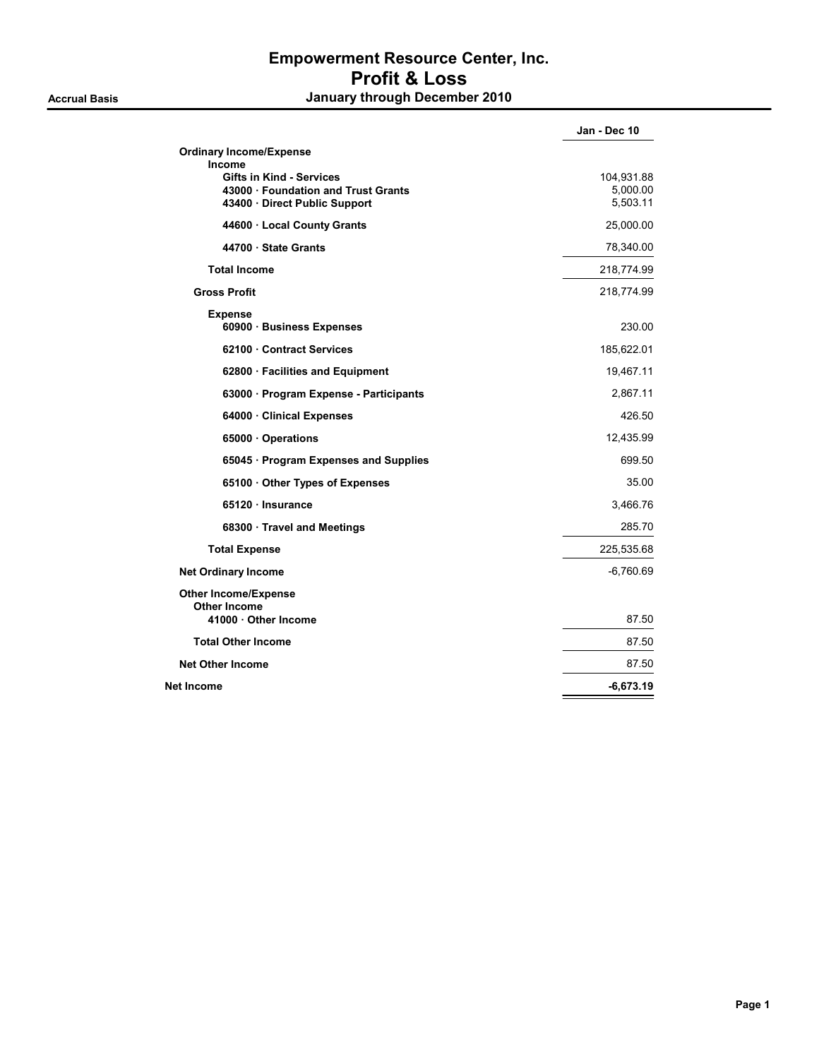# Empowerment Resource Center, Inc.
## Profit & Loss
### January through December 2010

Accrual Basis

| | Jan - Dec 10 |
|---|---|
| **Ordinary Income/Expense** | |
| **Income** | |
| **Gifts in Kind - Services** | 104,931.88 |
| **43000 · Foundation and Trust Grants** | 5,000.00 |
| **43400 · Direct Public Support** | 5,503.11 |
| **44600 · Local County Grants** | 25,000.00 |
| **44700 · State Grants** | 78,340.00 |
| **Total Income** | 218,774.99 |
| **Gross Profit** | 218,774.99 |
| **Expense** | |
| **60900 · Business Expenses** | 230.00 |
| **62100 · Contract Services** | 185,622.01 |
| **62800 · Facilities and Equipment** | 19,467.11 |
| **63000 · Program Expense - Participants** | 2,867.11 |
| **64000 · Clinical Expenses** | 426.50 |
| **65000 · Operations** | 12,435.99 |
| **65045 · Program Expenses and Supplies** | 699.50 |
| **65100 · Other Types of Expenses** | 35.00 |
| **65120 · Insurance** | 3,466.76 |
| **68300 · Travel and Meetings** | 285.70 |
| **Total Expense** | 225,535.68 |
| **Net Ordinary Income** | -6,760.69 |
| **Other Income/Expense** | |
| **Other Income** | |
| **41000 · Other Income** | 87.50 |
| **Total Other Income** | 87.50 |
| **Net Other Income** | 87.50 |
| **Net Income** | **-6,673.19** |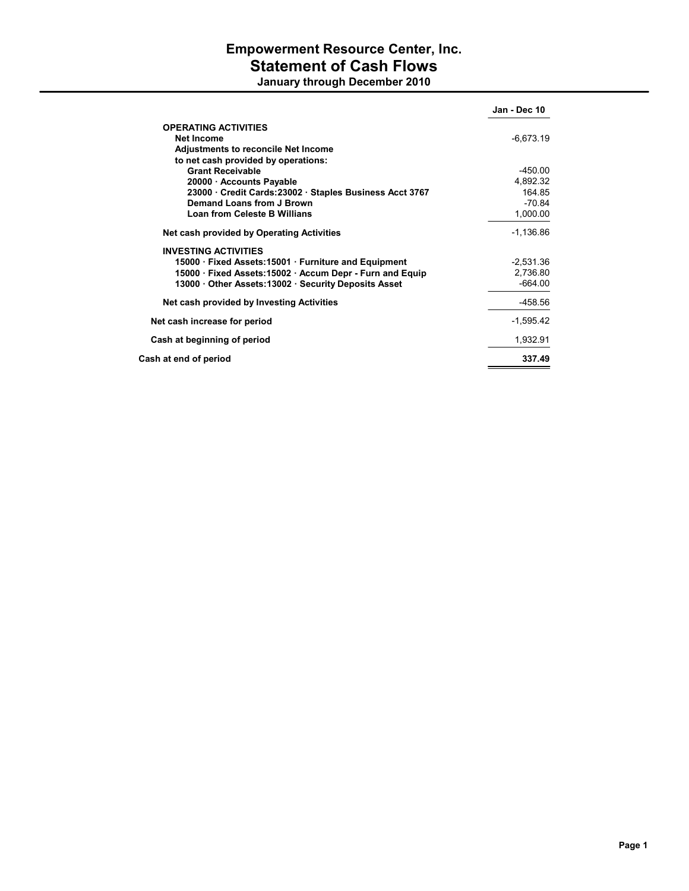# Empowerment Resource Center, Inc.
## Statement of Cash Flows
### January through December 2010

| | Jan - Dec 10 |
|---|---|
| **OPERATING ACTIVITIES** | |
| **Net Income** | -6,673.19 |
| **Adjustments to reconcile Net Income** | |
| **to net cash provided by operations:** | |
| **Grant Receivable** | -450.00 |
| **20000 · Accounts Payable** | 4,892.32 |
| **23000 · Credit Cards:23002 · Staples Business Acct 3767** | 164.85 |
| **Demand Loans from J Brown** | -70.84 |
| **Loan from Celeste B Willians** | 1,000.00 |
| **Net cash provided by Operating Activities** | -1,136.86 |
| **INVESTING ACTIVITIES** | |
| **15000 · Fixed Assets:15001 · Furniture and Equipment** | -2,531.36 |
| **15000 · Fixed Assets:15002 · Accum Depr - Furn and Equip** | 2,736.80 |
| **13000 · Other Assets:13002 · Security Deposits Asset** | -664.00 |
| **Net cash provided by Investing Activities** | -458.56 |
| **Net cash increase for period** | -1,595.42 |
| **Cash at beginning of period** | 1,932.91 |
| **Cash at end of period** | **337.49** |